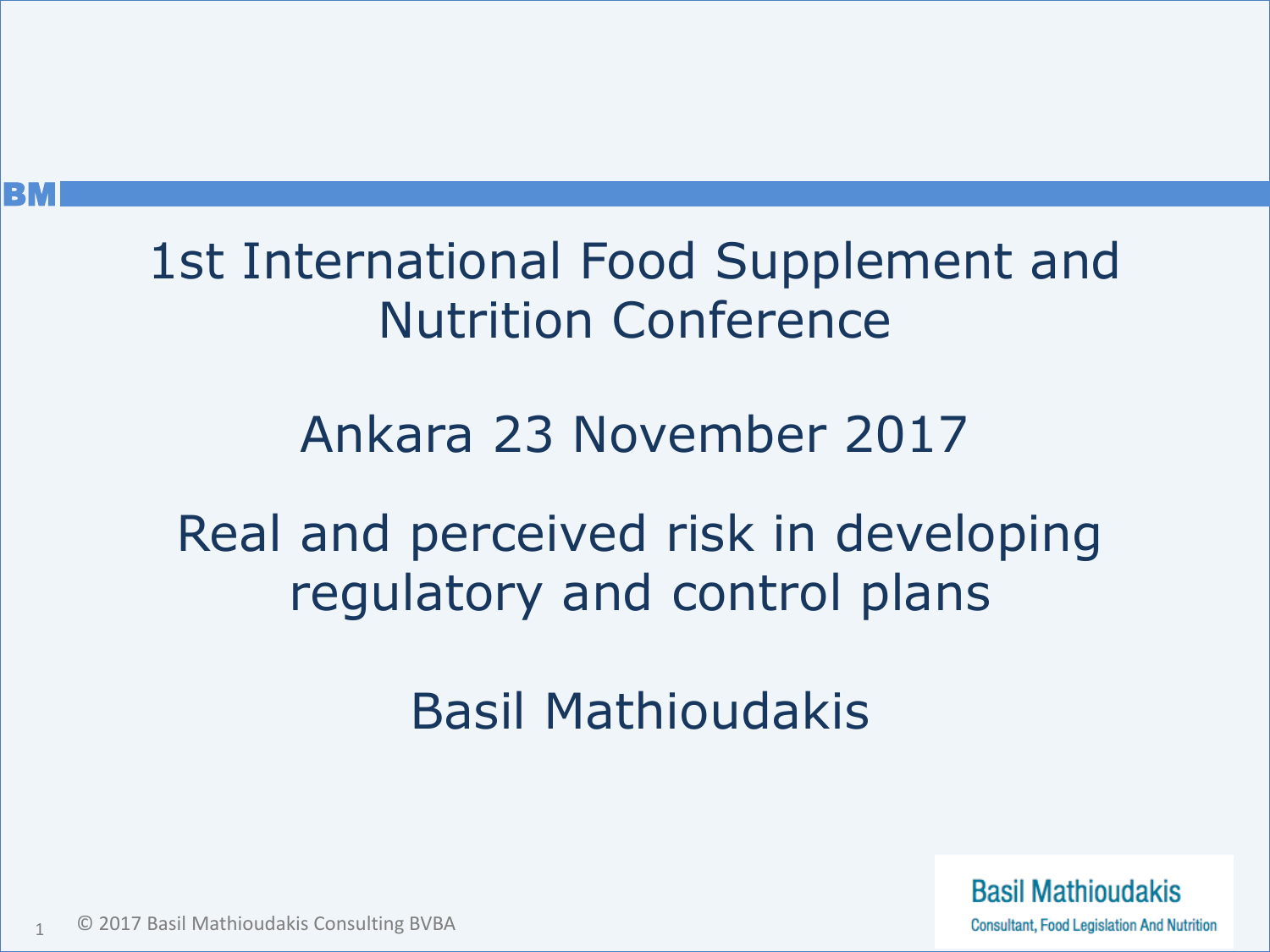# 1st International Food Supplement and Nutrition Conference

## Ankara 23 November 2017

## Real and perceived risk in developing regulatory and control plans

Basil Mathioudakis

© 2017 Basil Mathioudakis Consulting BVBA

Basil Mathioudakis
Consultant, Food Legislation And Nutrition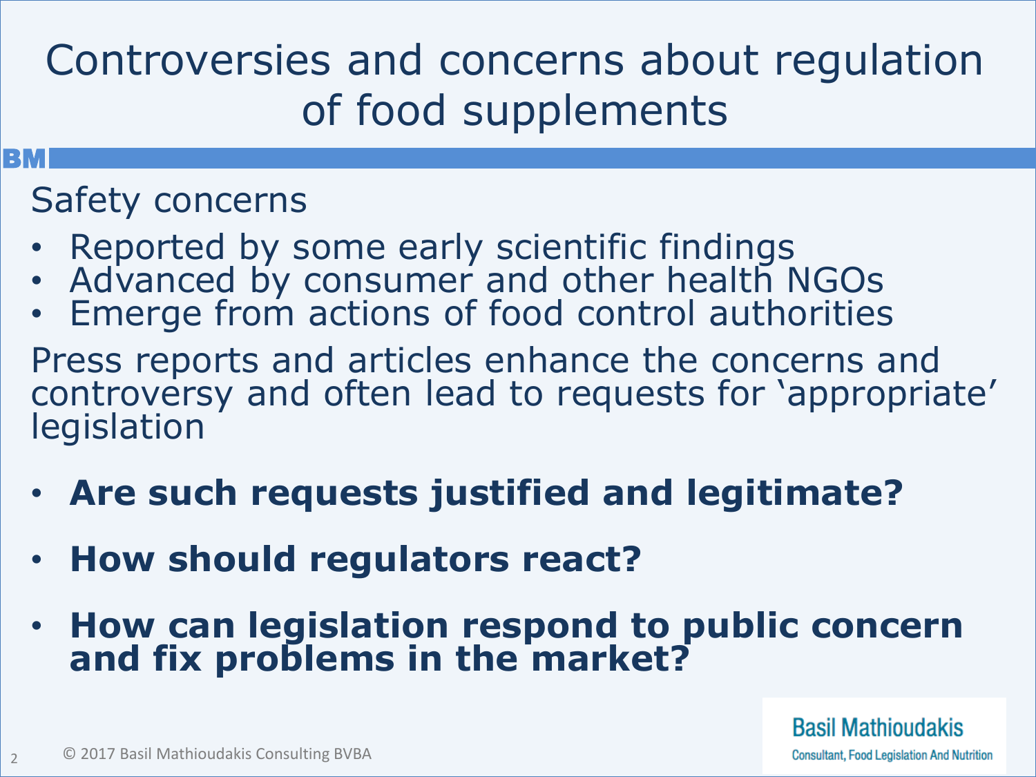# Controversies and concerns about regulation of food supplements

Safety concerns

- Reported by some early scientific findings
- Advanced by consumer and other health NGOs
- Emerge from actions of food control authorities

Press reports and articles enhance the concerns and controversy and often lead to requests for 'appropriate' legislation

- **Are such requests justified and legitimate?**
- **How should regulators react?**
- **How can legislation respond to public concern and fix problems in the market?**

© 2017 Basil Mathioudakis Consulting BVBA

Basil Mathioudakis
Consultant, Food Legislation And Nutrition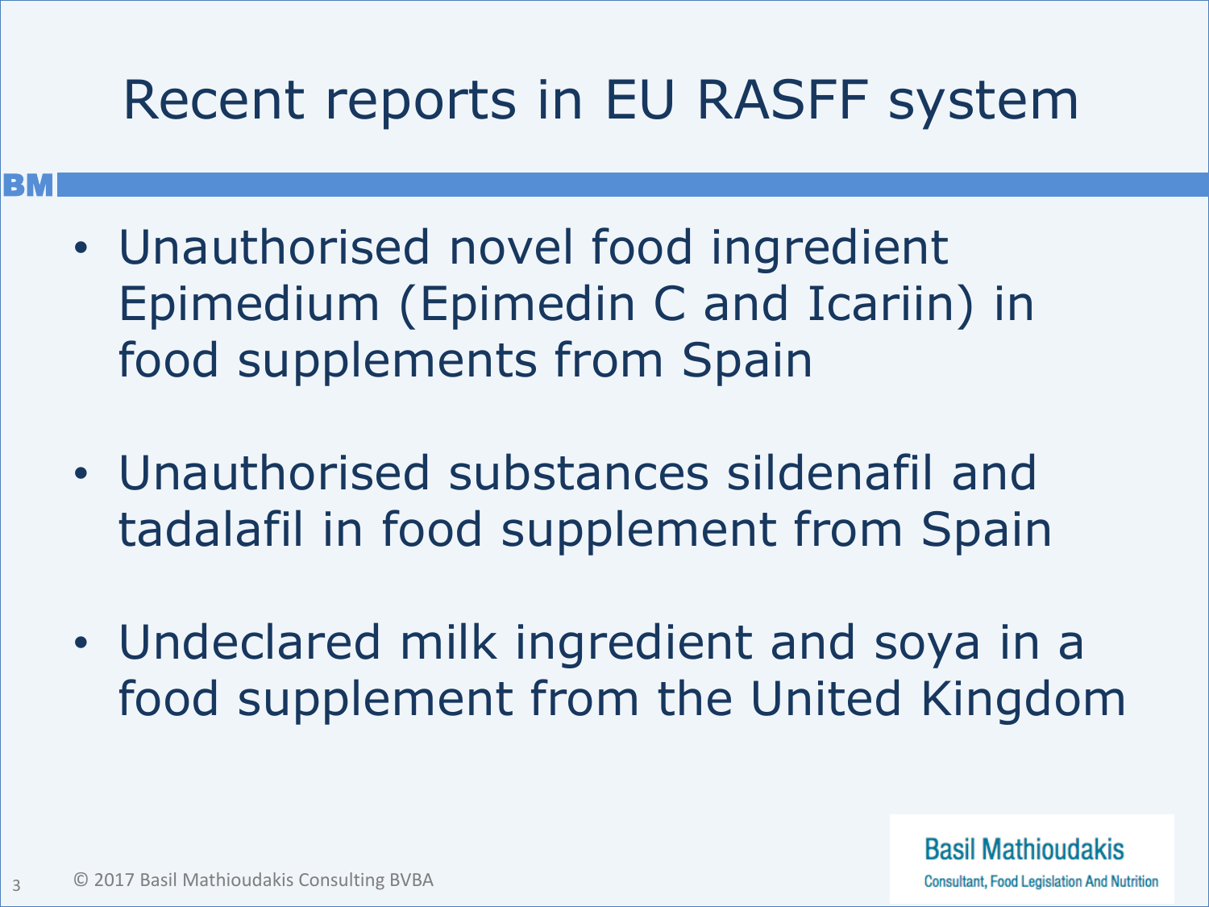# Recent reports in EU RASFF system

- Unauthorised novel food ingredient Epimedium (Epimedin C and Icariin) in food supplements from Spain

- Unauthorised substances sildenafil and tadalafil in food supplement from Spain

- Undeclared milk ingredient and soya in a food supplement from the United Kingdom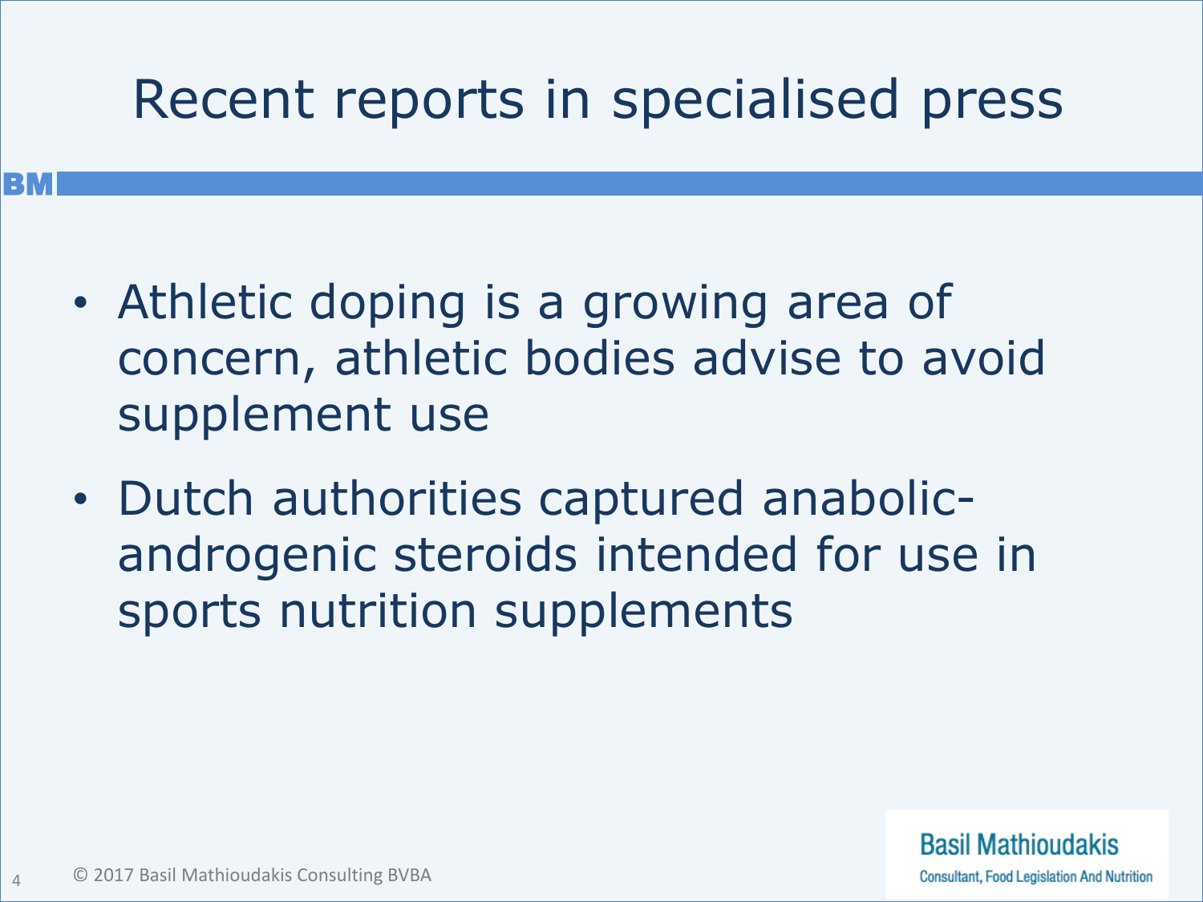# Recent reports in specialised press

- Athletic doping is a growing area of concern, athletic bodies advise to avoid supplement use
- Dutch authorities captured anabolic-androgenic steroids intended for use in sports nutrition supplements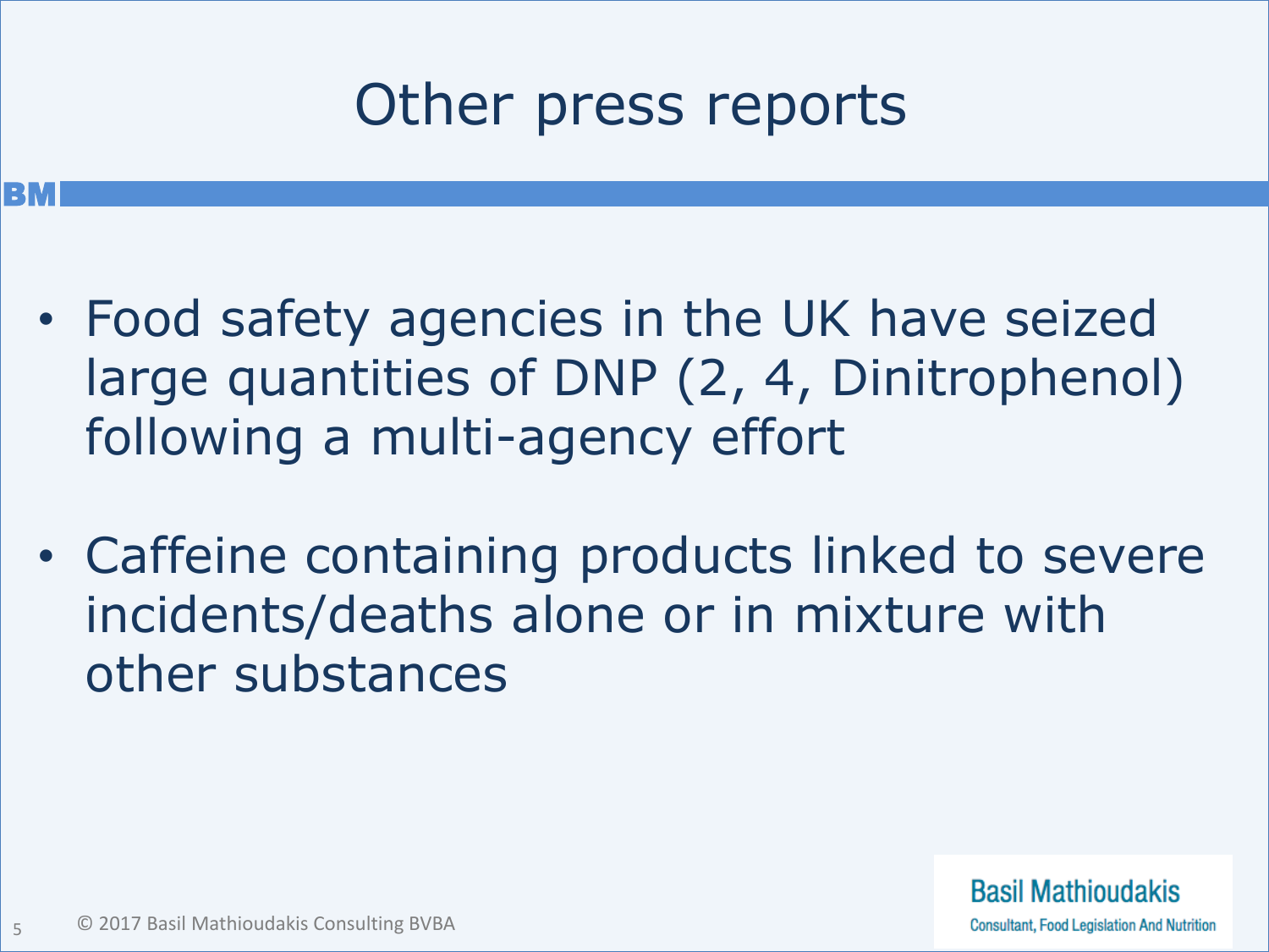# Other press reports

- Food safety agencies in the UK have seized large quantities of DNP (2, 4, Dinitrophenol) following a multi-agency effort
- Caffeine containing products linked to severe incidents/deaths alone or in mixture with other substances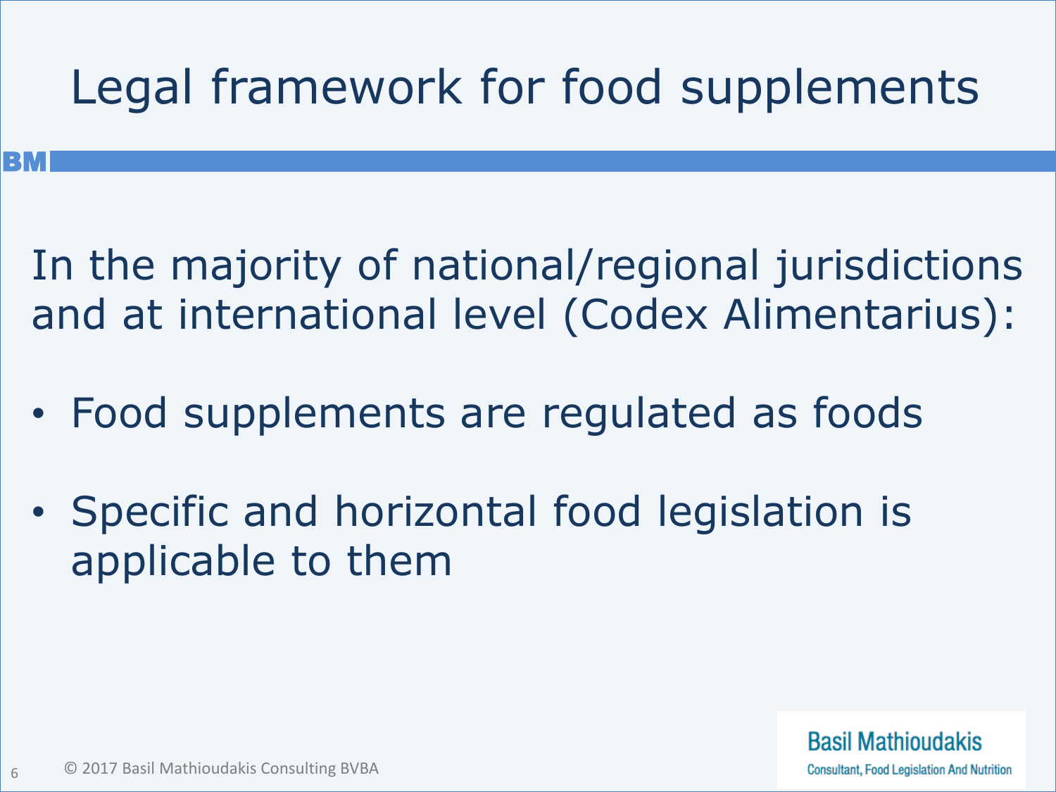# Legal framework for food supplements

In the majority of national/regional jurisdictions and at international level (Codex Alimentarius):

- Food supplements are regulated as foods
- Specific and horizontal food legislation is applicable to them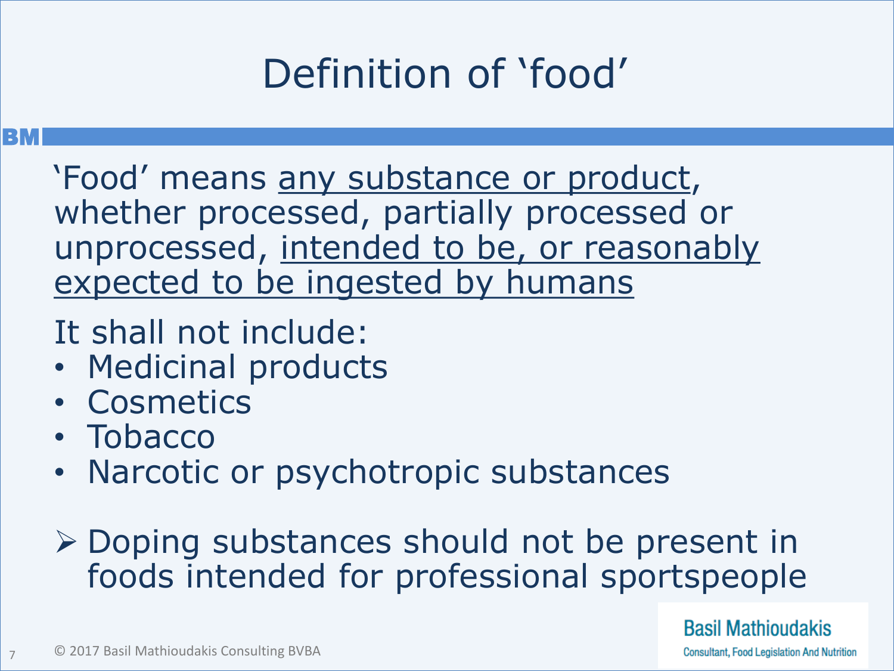# Definition of ‘food’

‘Food’ means <u>any substance or product</u>, whether processed, partially processed or unprocessed, <u>intended to be, or reasonably expected to be ingested by humans</u>

It shall not include:

- Medicinal products
- Cosmetics
- Tobacco
- Narcotic or psychotropic substances

➢ Doping substances should not be present in foods intended for professional sportspeople

© 2017 Basil Mathioudakis Consulting BVBA

Basil Mathioudakis
Consultant, Food Legislation And Nutrition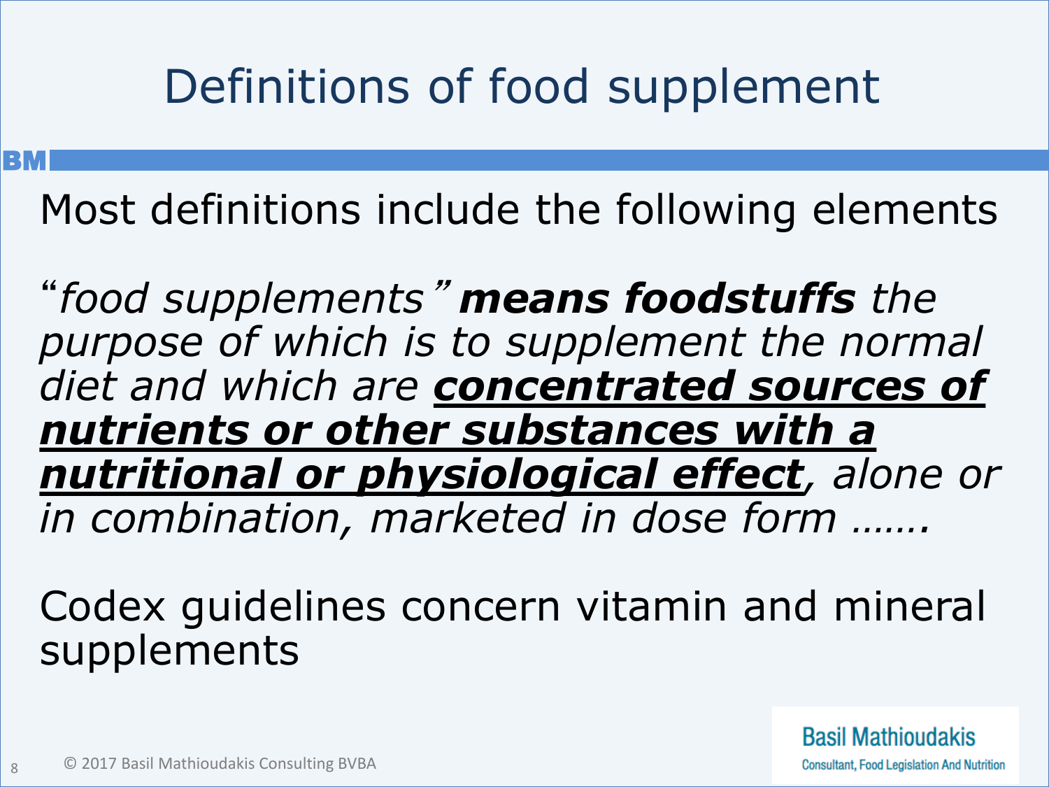# Definitions of food supplement

Most definitions include the following elements

"*food supplements*" ***means foodstuffs*** *the purpose of which is to supplement the normal diet and which are* ***<u>concentrated sources of nutrients or other substances with a nutritional or physiological effect</u>****, alone or in combination, marketed in dose form …….*

Codex guidelines concern vitamin and mineral supplements

© 2017 Basil Mathioudakis Consulting BVBA

Basil Mathioudakis
Consultant, Food Legislation And Nutrition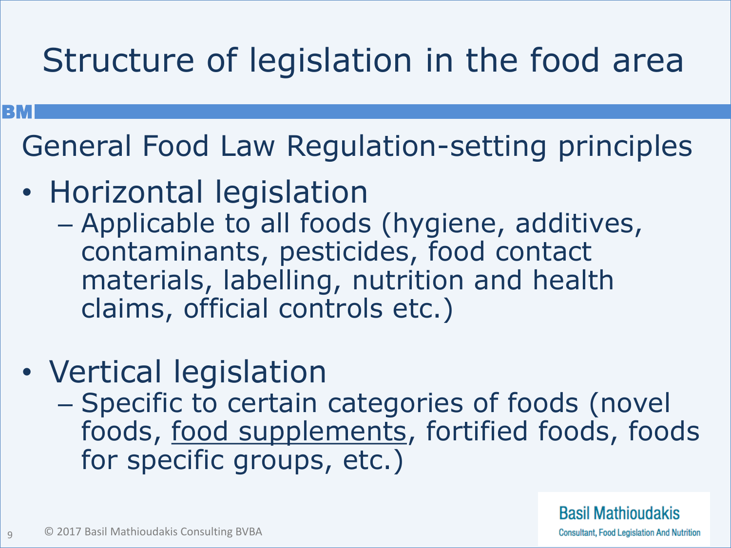# Structure of legislation in the food area

General Food Law Regulation-setting principles

- Horizontal legislation
  - Applicable to all foods (hygiene, additives, contaminants, pesticides, food contact materials, labelling, nutrition and health claims, official controls etc.)
- Vertical legislation
  - Specific to certain categories of foods (novel foods, <u>food supplements</u>, fortified foods, foods for specific groups, etc.)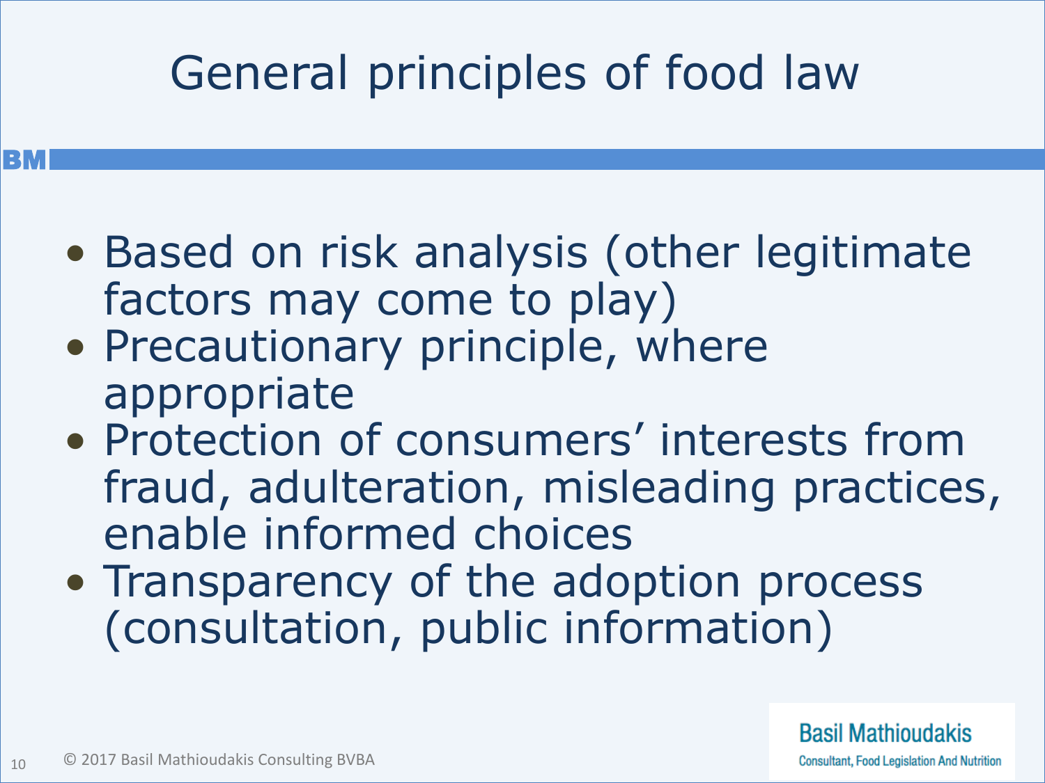# General principles of food law

- Based on risk analysis (other legitimate factors may come to play)
- Precautionary principle, where appropriate
- Protection of consumers' interests from fraud, adulteration, misleading practices, enable informed choices
- Transparency of the adoption process (consultation, public information)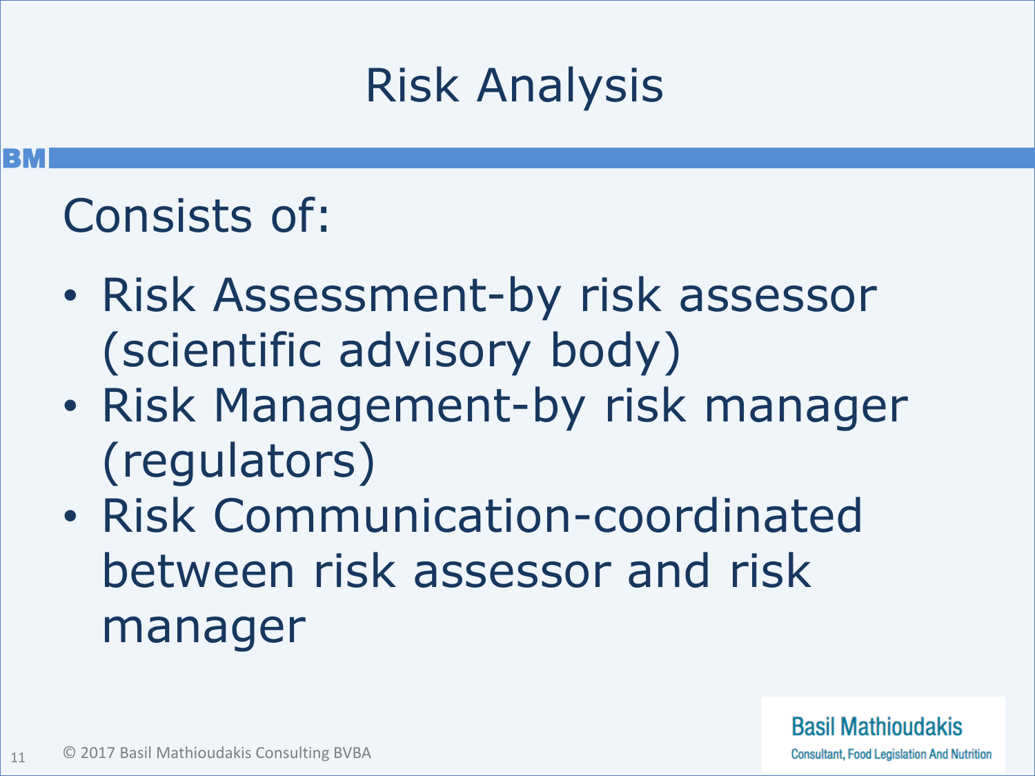# Risk Analysis

Consists of:

- Risk Assessment-by risk assessor (scientific advisory body)
- Risk Management-by risk manager (regulators)
- Risk Communication-coordinated between risk assessor and risk manager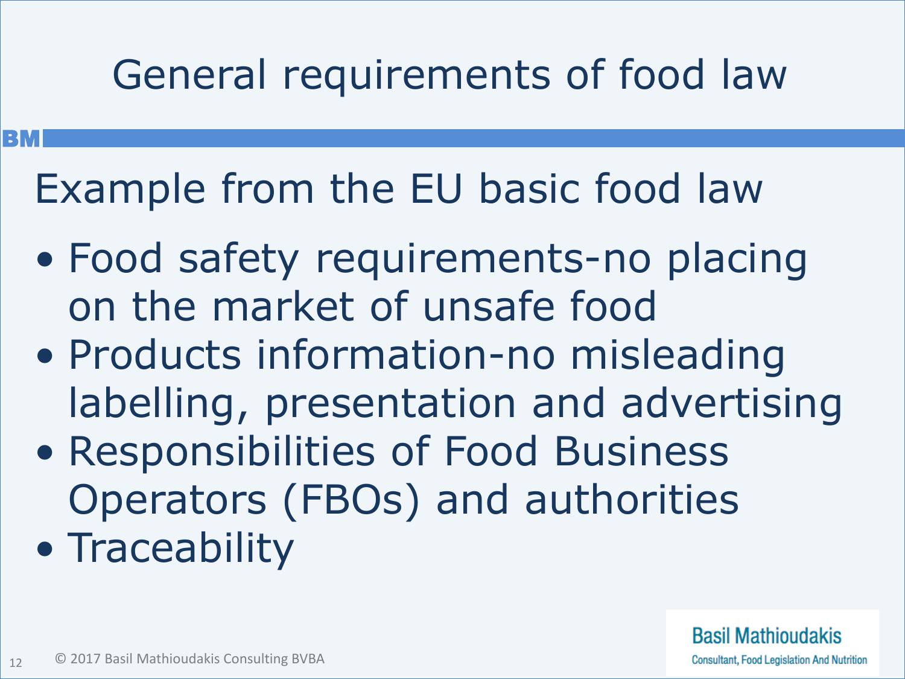# General requirements of food law

## Example from the EU basic food law

- Food safety requirements-no placing on the market of unsafe food
- Products information-no misleading labelling, presentation and advertising
- Responsibilities of Food Business Operators (FBOs) and authorities
- Traceability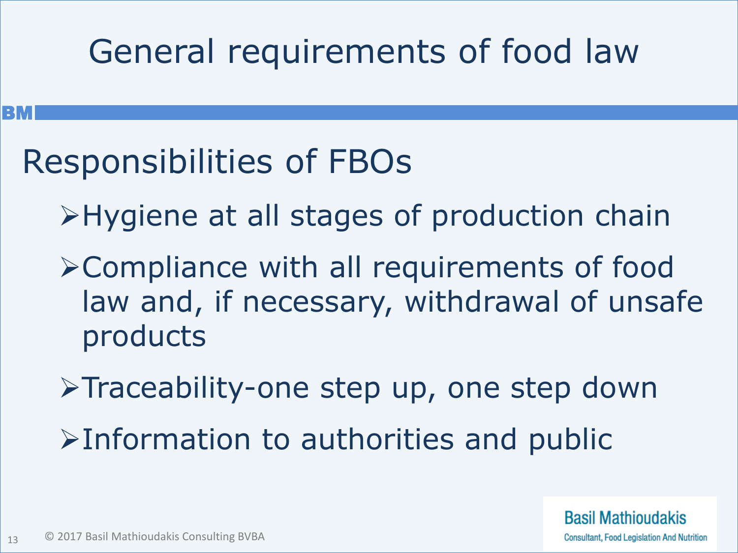# General requirements of food law

## Responsibilities of FBOs

- Hygiene at all stages of production chain
- Compliance with all requirements of food law and, if necessary, withdrawal of unsafe products
- Traceability-one step up, one step down
- Information to authorities and public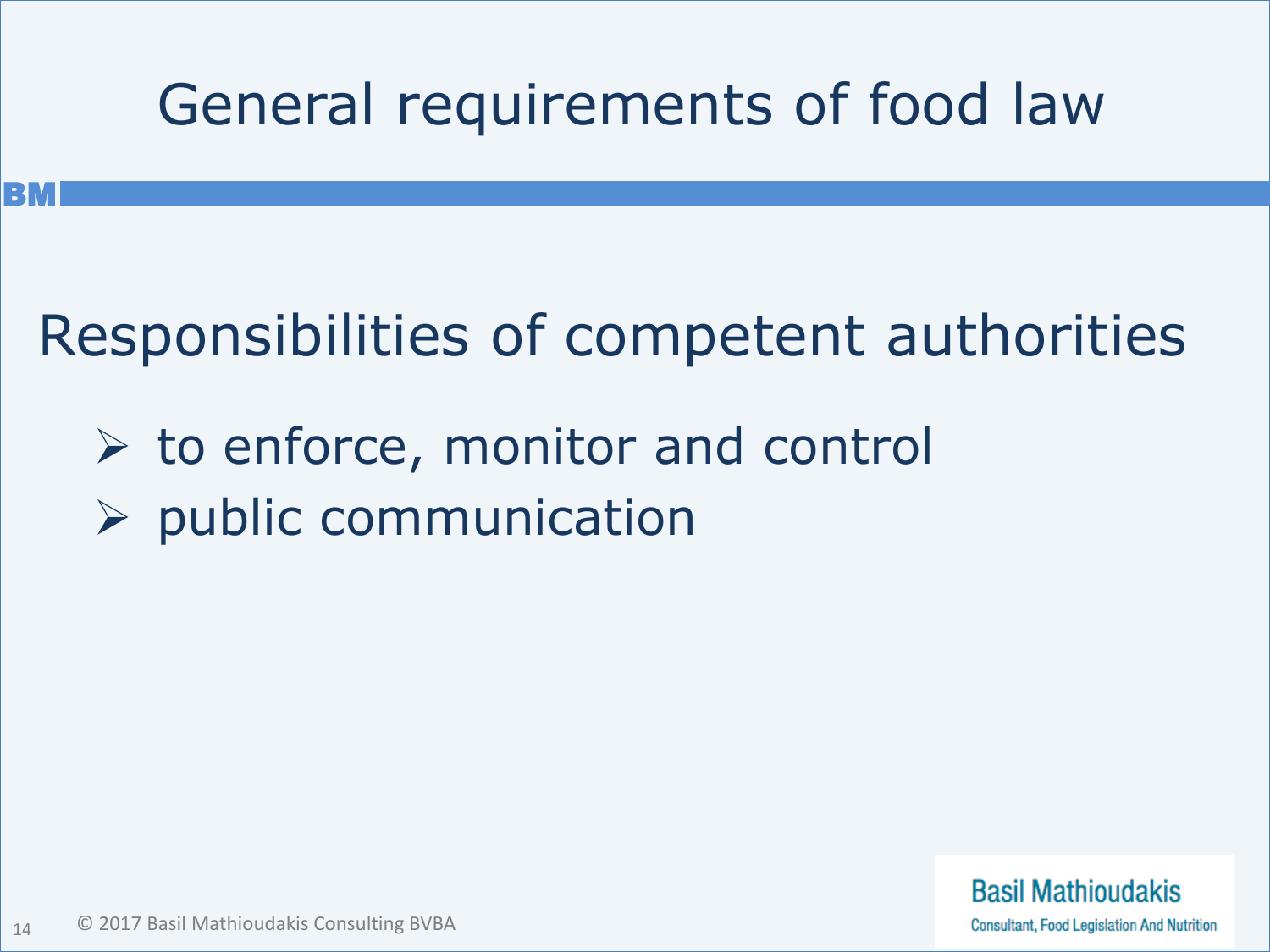# General requirements of food law

## Responsibilities of competent authorities

- to enforce, monitor and control
- public communication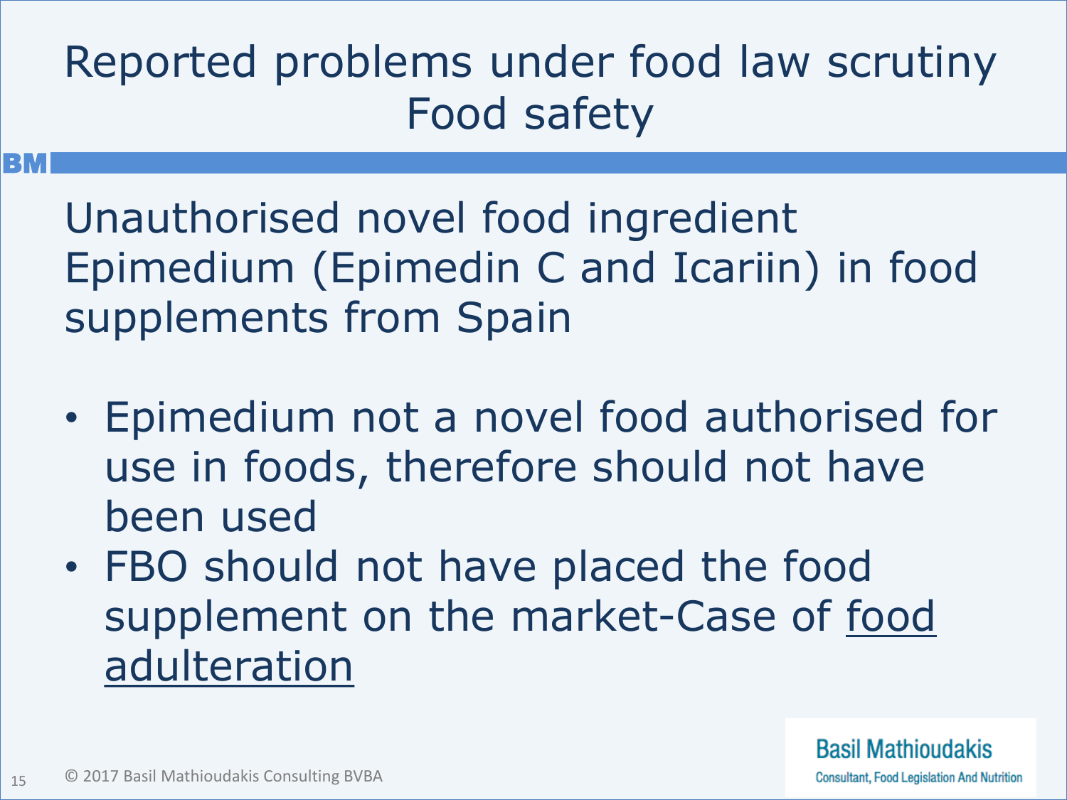# Reported problems under food law scrutiny Food safety

Unauthorised novel food ingredient Epimedium (Epimedin C and Icariin) in food supplements from Spain

- Epimedium not a novel food authorised for use in foods, therefore should not have been used
- FBO should not have placed the food supplement on the market-Case of food adulteration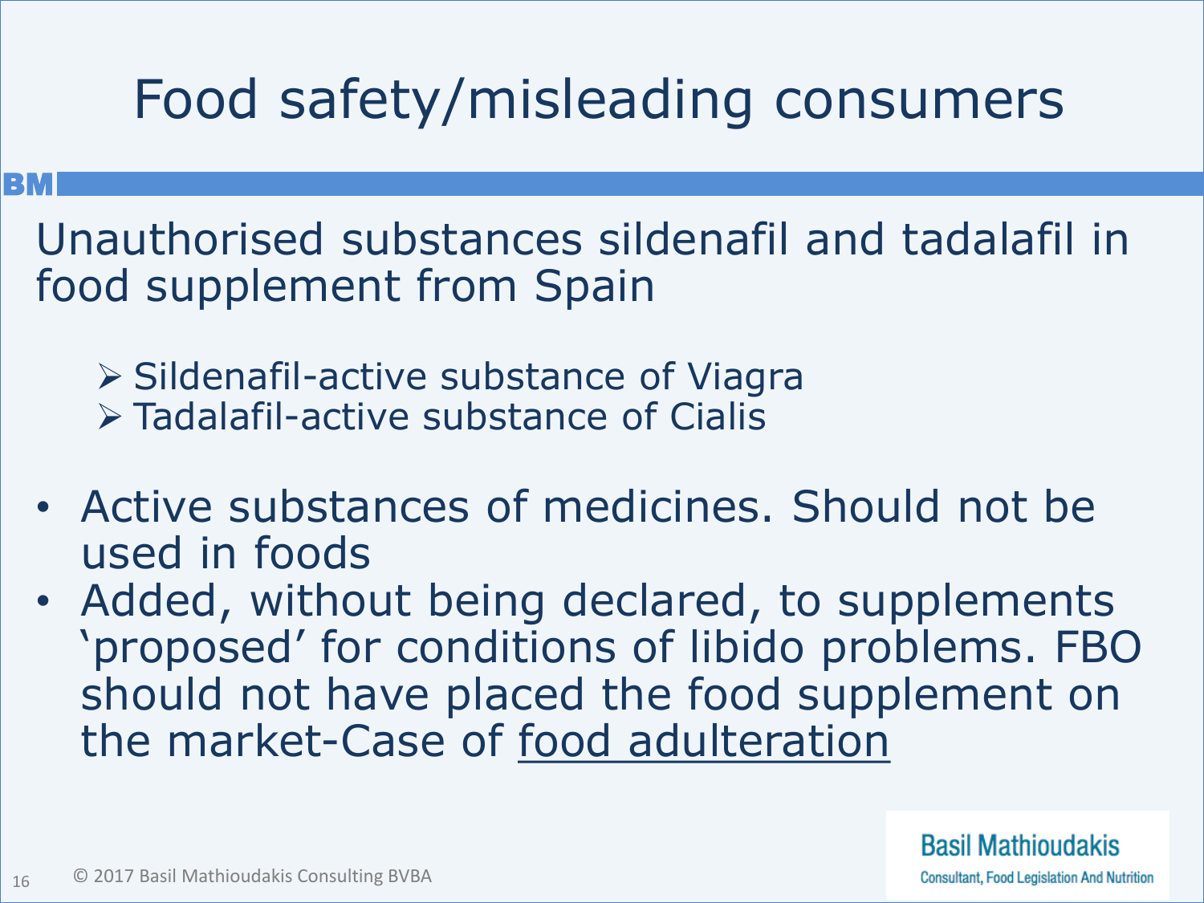# Food safety/misleading consumers

Unauthorised substances sildenafil and tadalafil in food supplement from Spain

- Sildenafil-active substance of Viagra
- Tadalafil-active substance of Cialis

- Active substances of medicines. Should not be used in foods
- Added, without being declared, to supplements 'proposed' for conditions of libido problems. FBO should not have placed the food supplement on the market-Case of food adulteration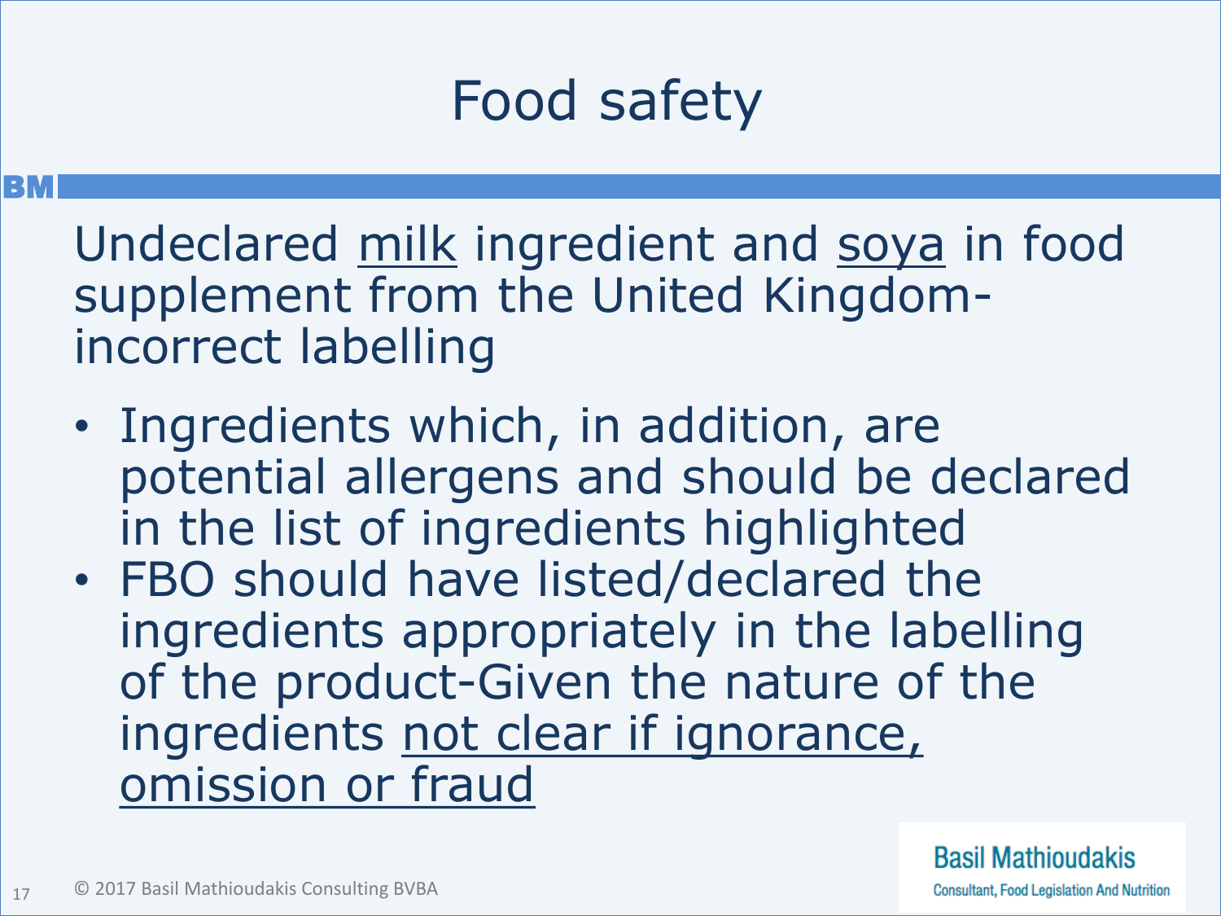# Food safety

Undeclared <u>milk</u> ingredient and <u>soya</u> in food supplement from the United Kingdom- incorrect labelling

- Ingredients which, in addition, are potential allergens and should be declared in the list of ingredients highlighted
- FBO should have listed/declared the ingredients appropriately in the labelling of the product-Given the nature of the ingredients <u>not clear if ignorance, omission or fraud</u>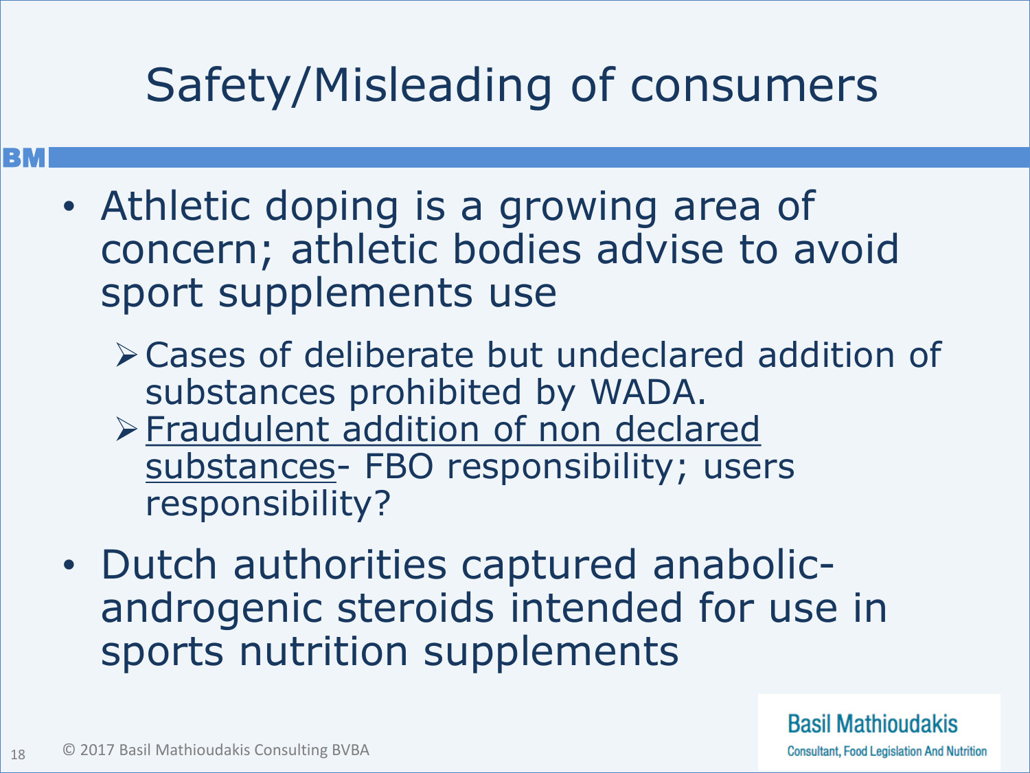# Safety/Misleading of consumers

- Athletic doping is a growing area of concern; athletic bodies advise to avoid sport supplements use
  - Cases of deliberate but undeclared addition of substances prohibited by WADA.
  - Fraudulent addition of non declared substances- FBO responsibility; users responsibility?
- Dutch authorities captured anabolic-androgenic steroids intended for use in sports nutrition supplements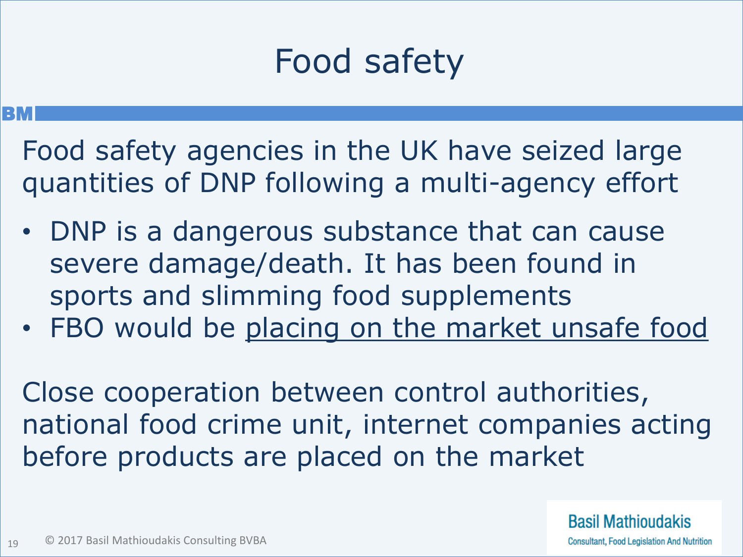# Food safety

Food safety agencies in the UK have seized large quantities of DNP following a multi-agency effort

- DNP is a dangerous substance that can cause severe damage/death. It has been found in sports and slimming food supplements
- FBO would be <u>placing on the market unsafe food</u>

Close cooperation between control authorities, national food crime unit, internet companies acting before products are placed on the market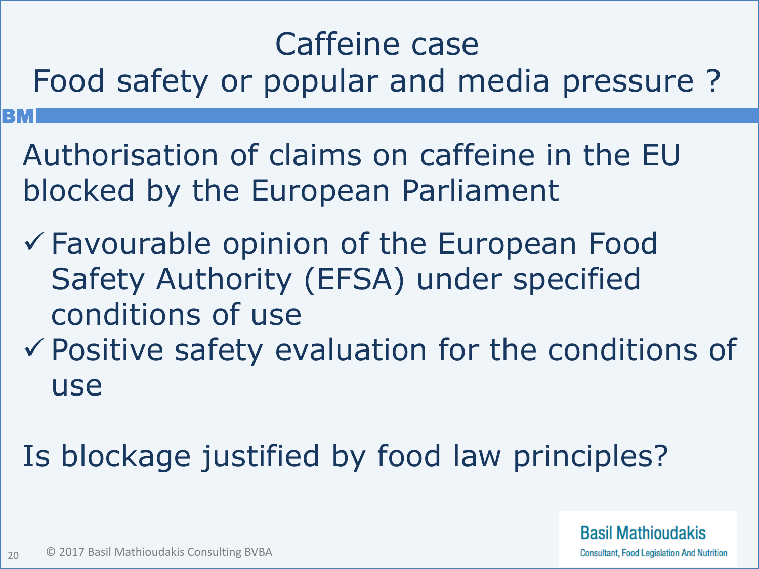# Caffeine case
# Food safety or popular and media pressure ?

Authorisation of claims on caffeine in the EU blocked by the European Parliament

- ✓ Favourable opinion of the European Food Safety Authority (EFSA) under specified conditions of use
- ✓ Positive safety evaluation for the conditions of use

Is blockage justified by food law principles?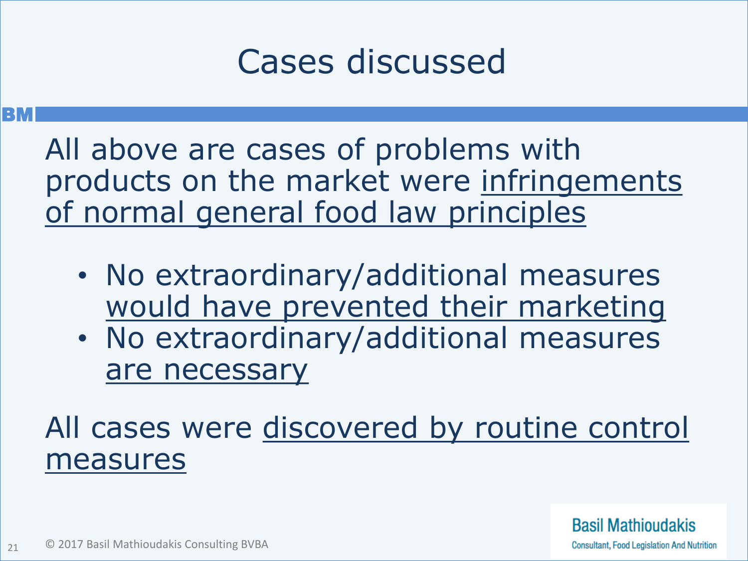# Cases discussed

All above are cases of problems with products on the market were infringements of normal general food law principles

- No extraordinary/additional measures would have prevented their marketing
- No extraordinary/additional measures are necessary

All cases were discovered by routine control measures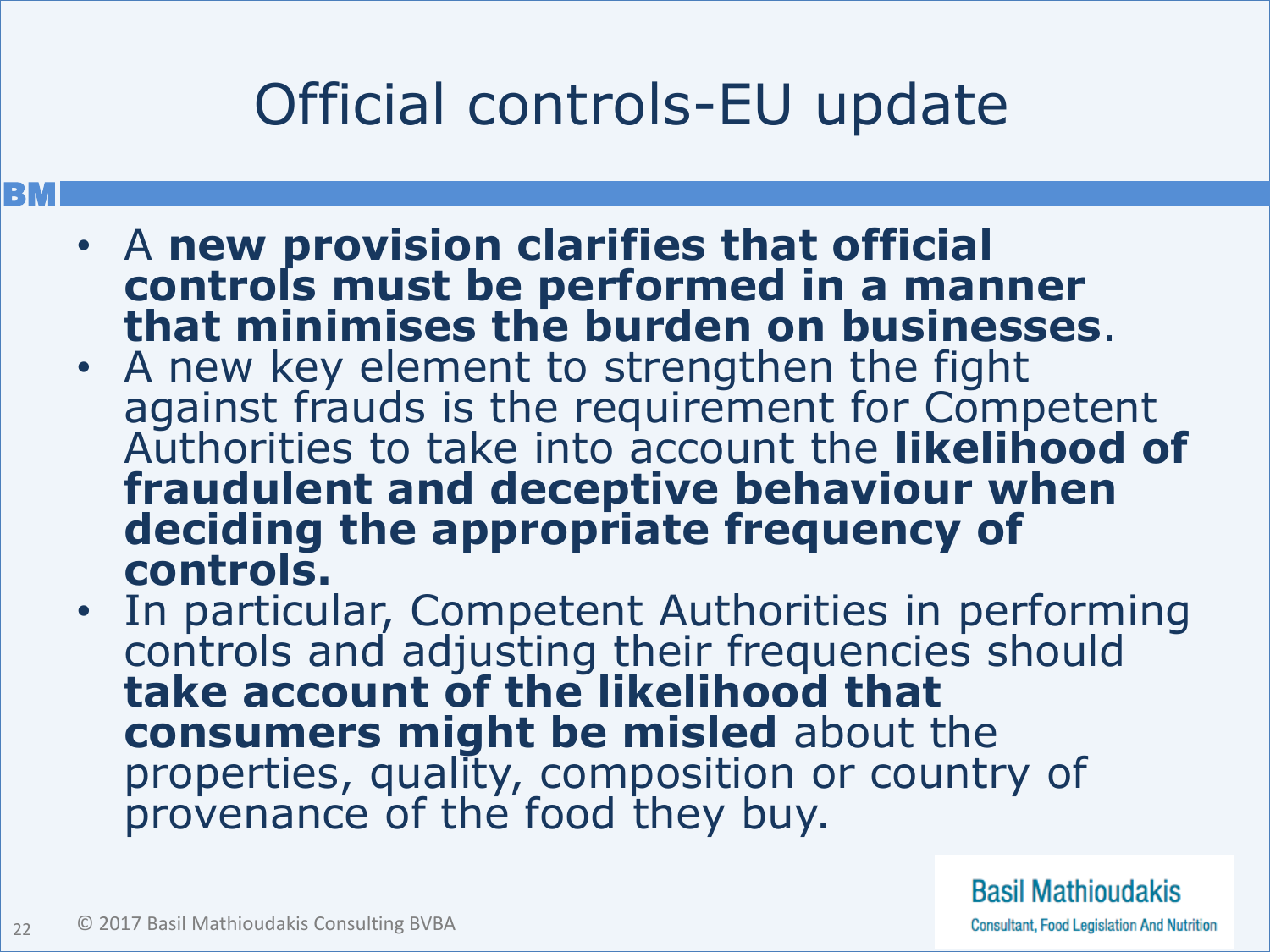# Official controls-EU update

- A **new provision clarifies that official controls must be performed in a manner that minimises the burden on businesses**.
- A new key element to strengthen the fight against frauds is the requirement for Competent Authorities to take into account the **likelihood of fraudulent and deceptive behaviour when deciding the appropriate frequency of controls.**
- In particular, Competent Authorities in performing controls and adjusting their frequencies should **take account of the likelihood that consumers might be misled** about the properties, quality, composition or country of provenance of the food they buy.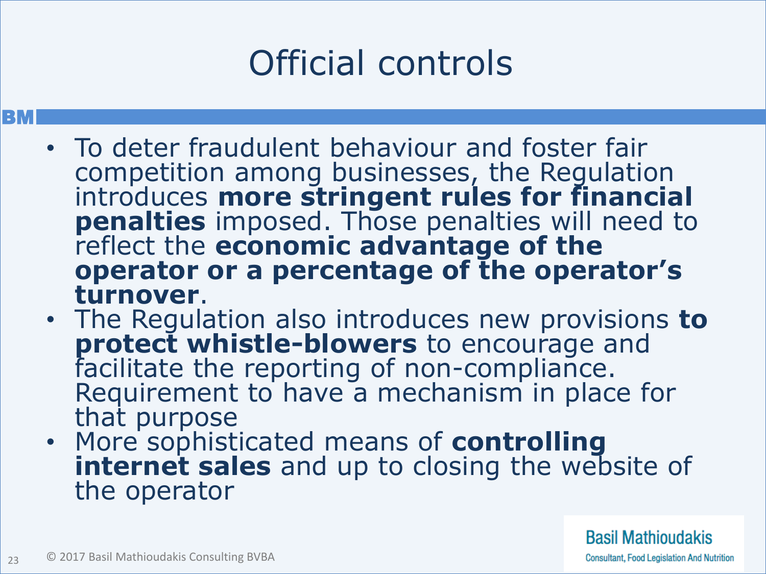# Official controls

- To deter fraudulent behaviour and foster fair competition among businesses, the Regulation introduces **more stringent rules for financial penalties** imposed. Those penalties will need to reflect the **economic advantage of the operator or a percentage of the operator's turnover**.
- The Regulation also introduces new provisions **to protect whistle-blowers** to encourage and facilitate the reporting of non-compliance. Requirement to have a mechanism in place for that purpose
- More sophisticated means of **controlling internet sales** and up to closing the website of the operator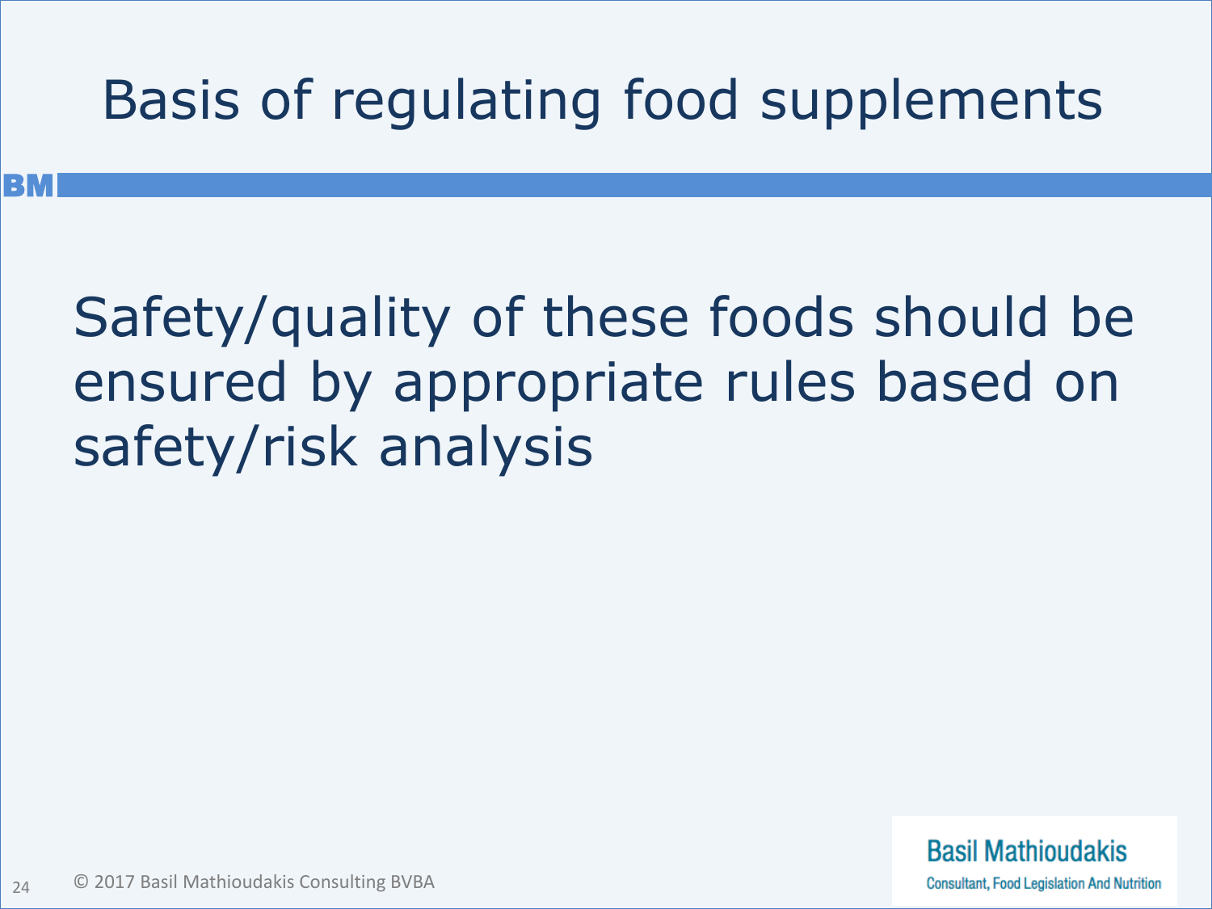# Basis of regulating food supplements

Safety/quality of these foods should be ensured by appropriate rules based on safety/risk analysis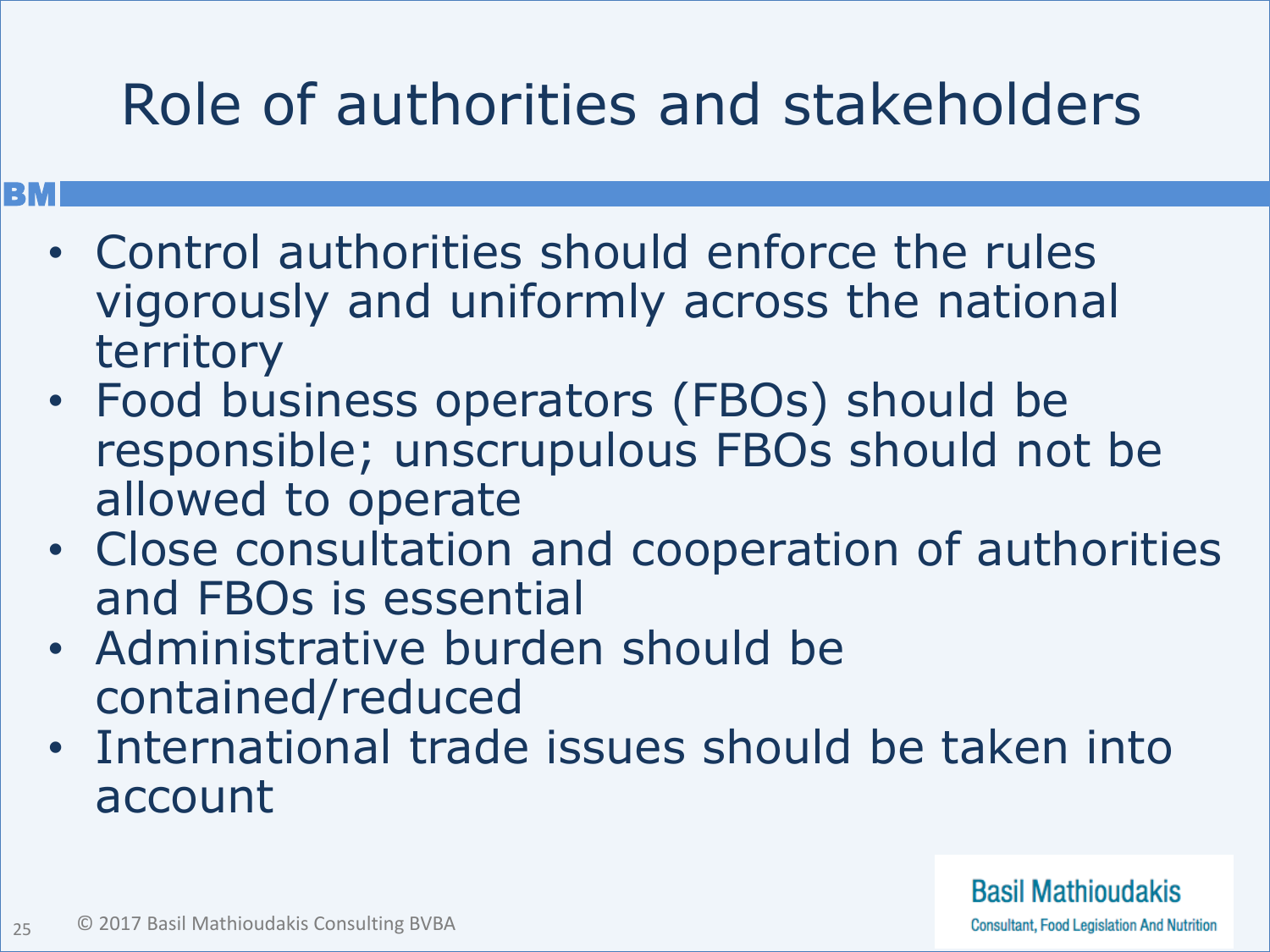# Role of authorities and stakeholders

- Control authorities should enforce the rules vigorously and uniformly across the national territory
- Food business operators (FBOs) should be responsible; unscrupulous FBOs should not be allowed to operate
- Close consultation and cooperation of authorities and FBOs is essential
- Administrative burden should be contained/reduced
- International trade issues should be taken into account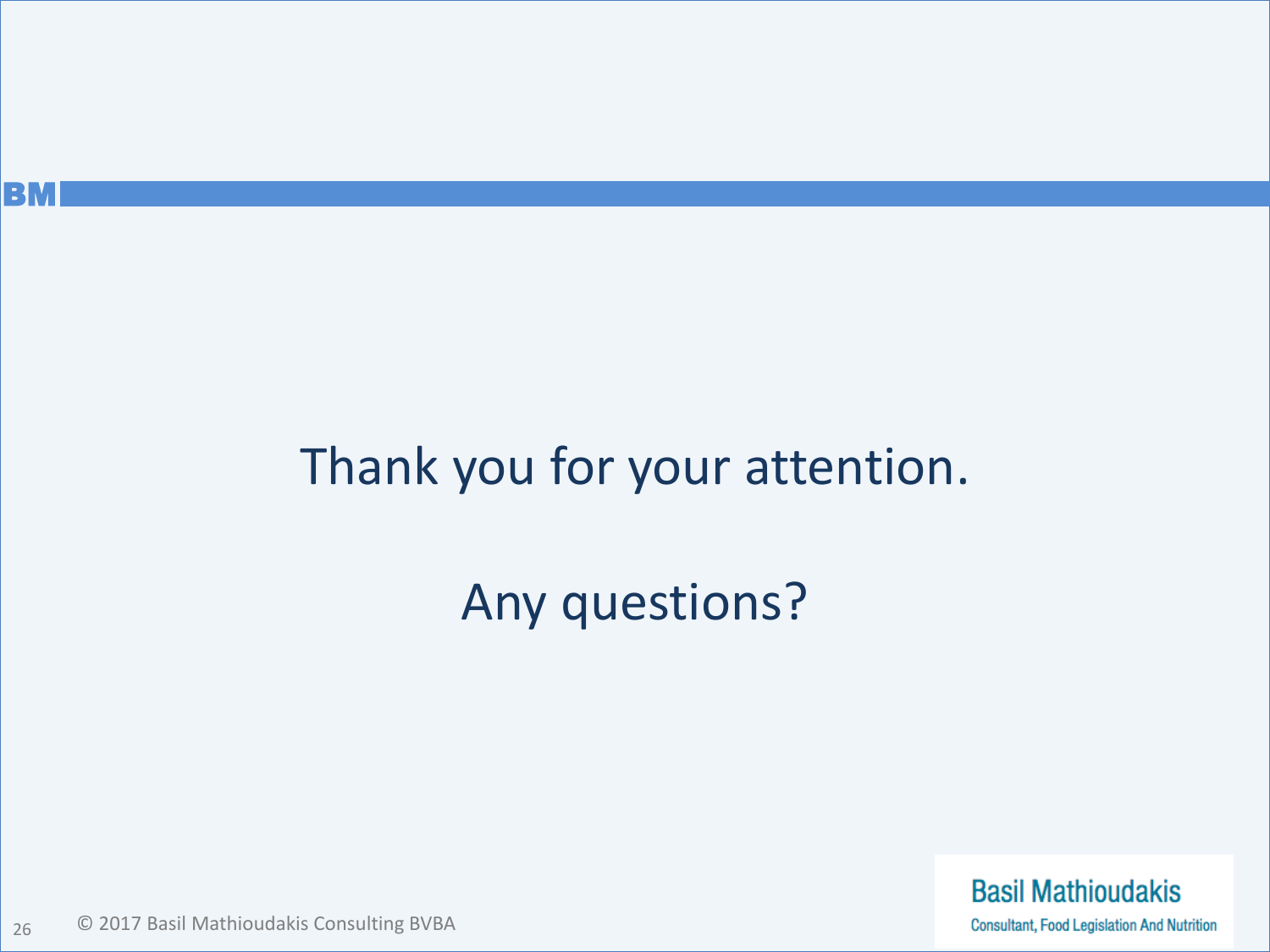Thank you for your attention.

Any questions?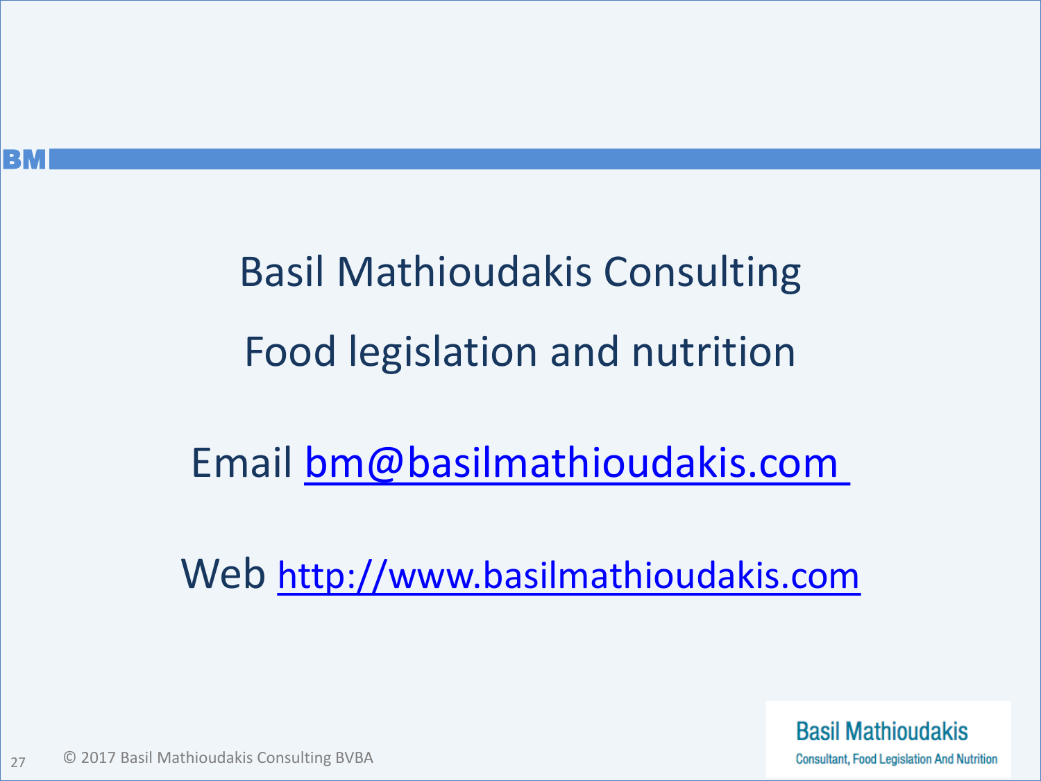Basil Mathioudakis Consulting

Food legislation and nutrition

Email bm@basilmathioudakis.com

Web http://www.basilmathioudakis.com

© 2017 Basil Mathioudakis Consulting BVBA

Basil Mathioudakis

Consultant, Food Legislation And Nutrition